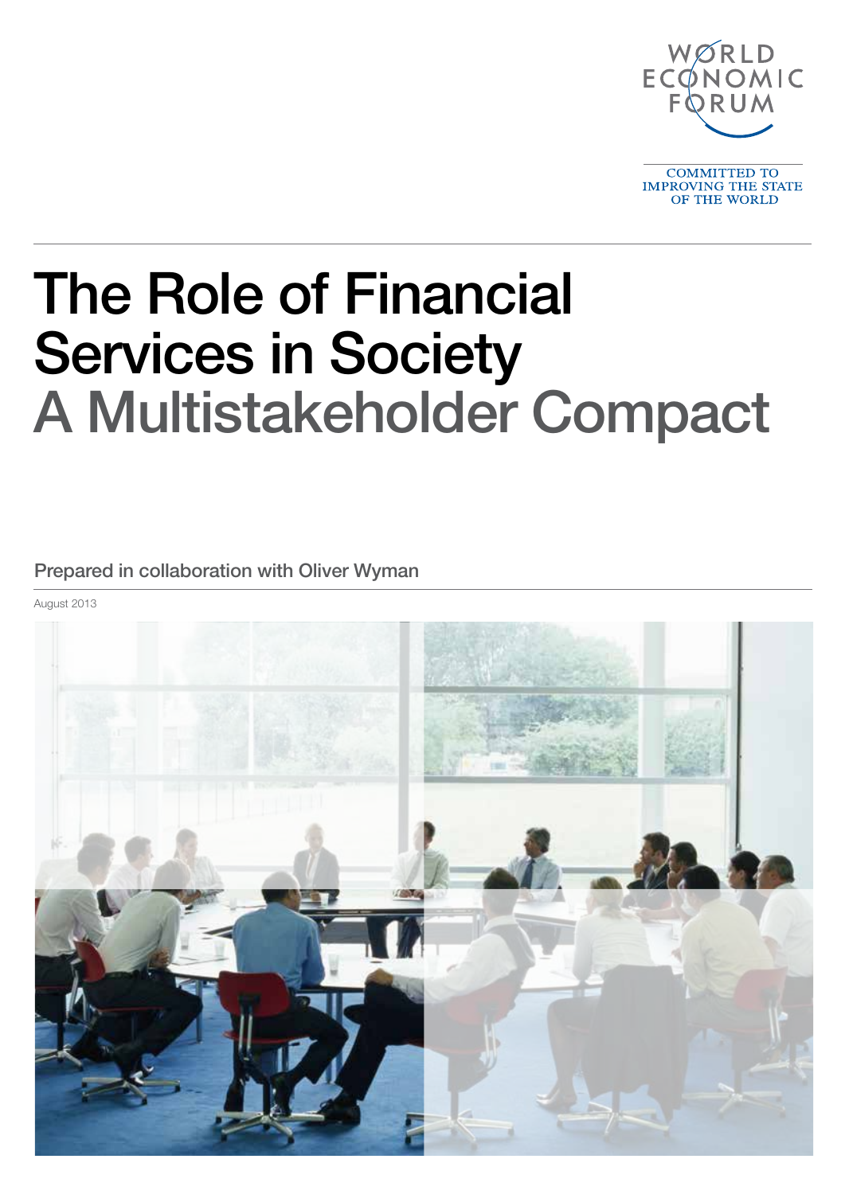WORLD ECONOMIC FORUM

COMMITTED TO IMPROVING THE STATE OF THE WORLD

# The Role of Financial Services in Society
## A Multistakeholder Compact

Prepared in collaboration with Oliver Wyman

August 2013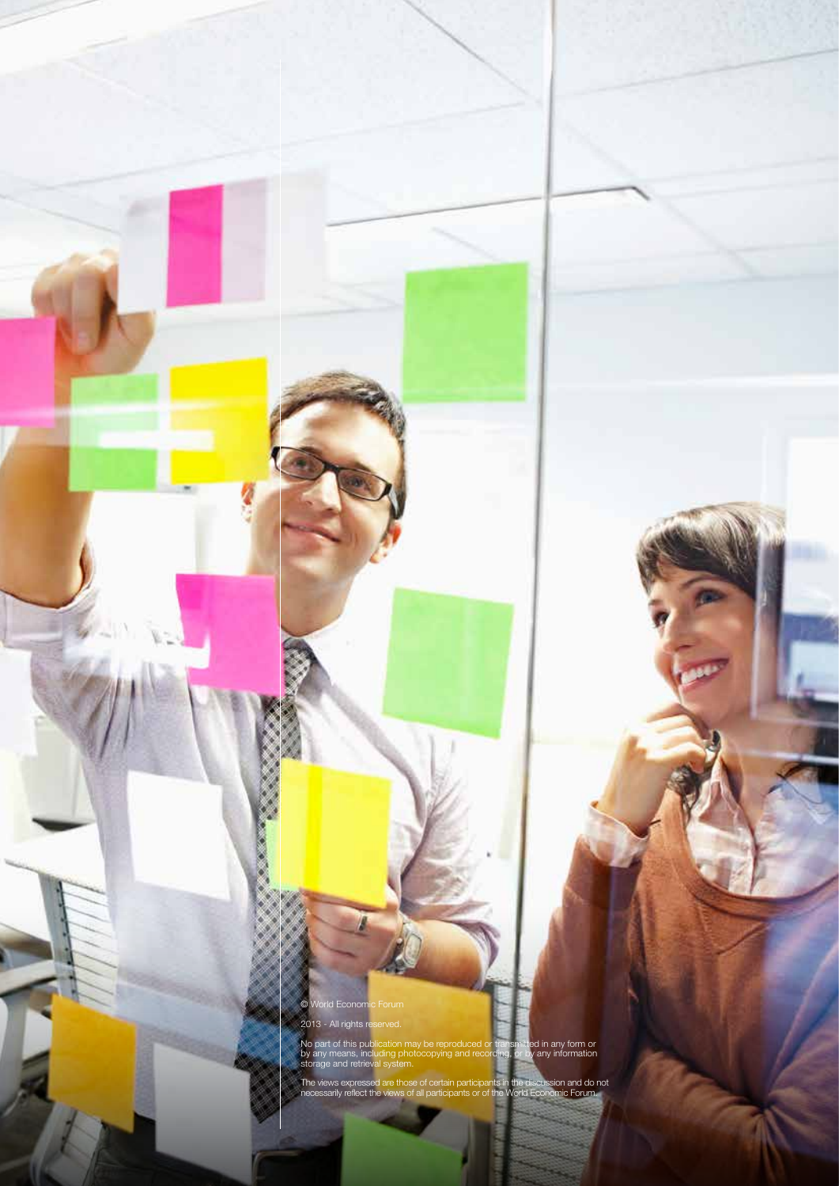© World Economic Forum

2013 - All rights reserved.

No part of this publication may be reproduced or transmitted in any form or by any means, including photocopying and recording, or by any information storage and retrieval system.

The views expressed are those of certain participants in the discussion and do not necessarily reflect the views of all participants or of the World Economic Forum.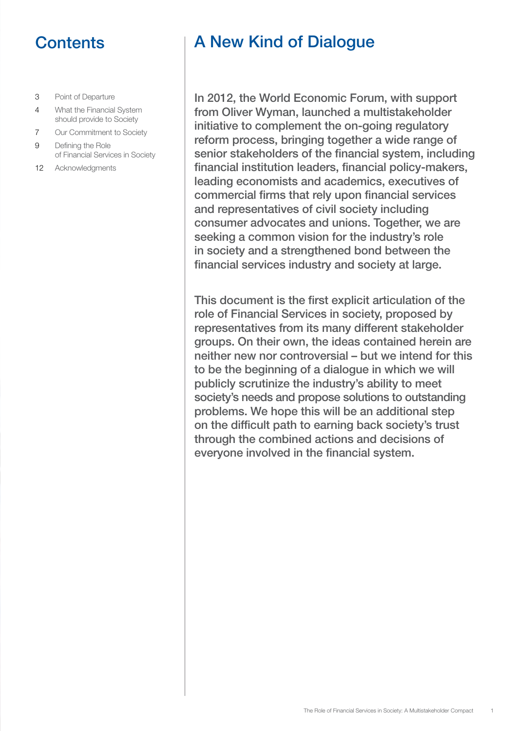## Contents

| | |
|---|---|
| 3 | Point of Departure |
| 4 | What the Financial System should provide to Society |
| 7 | Our Commitment to Society |
| 9 | Defining the Role of Financial Services in Society |
| 12 | Acknowledgments |

## A New Kind of Dialogue

In 2012, the World Economic Forum, with support from Oliver Wyman, launched a multistakeholder initiative to complement the on-going regulatory reform process, bringing together a wide range of senior stakeholders of the financial system, including financial institution leaders, financial policy-makers, leading economists and academics, executives of commercial firms that rely upon financial services and representatives of civil society including consumer advocates and unions. Together, we are seeking a common vision for the industry's role in society and a strengthened bond between the financial services industry and society at large.

This document is the first explicit articulation of the role of Financial Services in society, proposed by representatives from its many different stakeholder groups. On their own, the ideas contained herein are neither new nor controversial – but we intend for this to be the beginning of a dialogue in which we will publicly scrutinize the industry's ability to meet society's needs and propose solutions to outstanding problems. We hope this will be an additional step on the difficult path to earning back society's trust through the combined actions and decisions of everyone involved in the financial system.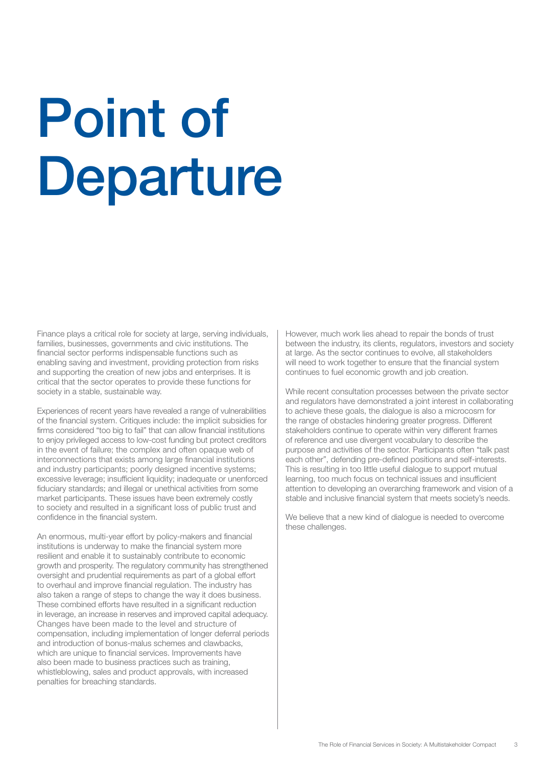# Point of Departure

Finance plays a critical role for society at large, serving individuals, families, businesses, governments and civic institutions. The financial sector performs indispensable functions such as enabling saving and investment, providing protection from risks and supporting the creation of new jobs and enterprises. It is critical that the sector operates to provide these functions for society in a stable, sustainable way.

Experiences of recent years have revealed a range of vulnerabilities of the financial system. Critiques include: the implicit subsidies for firms considered "too big to fail" that can allow financial institutions to enjoy privileged access to low-cost funding but protect creditors in the event of failure; the complex and often opaque web of interconnections that exists among large financial institutions and industry participants; poorly designed incentive systems; excessive leverage; insufficient liquidity; inadequate or unenforced fiduciary standards; and illegal or unethical activities from some market participants. These issues have been extremely costly to society and resulted in a significant loss of public trust and confidence in the financial system.

An enormous, multi-year effort by policy-makers and financial institutions is underway to make the financial system more resilient and enable it to sustainably contribute to economic growth and prosperity. The regulatory community has strengthened oversight and prudential requirements as part of a global effort to overhaul and improve financial regulation. The industry has also taken a range of steps to change the way it does business. These combined efforts have resulted in a significant reduction in leverage, an increase in reserves and improved capital adequacy. Changes have been made to the level and structure of compensation, including implementation of longer deferral periods and introduction of bonus-malus schemes and clawbacks, which are unique to financial services. Improvements have also been made to business practices such as training, whistleblowing, sales and product approvals, with increased penalties for breaching standards.

However, much work lies ahead to repair the bonds of trust between the industry, its clients, regulators, investors and society at large. As the sector continues to evolve, all stakeholders will need to work together to ensure that the financial system continues to fuel economic growth and job creation.

While recent consultation processes between the private sector and regulators have demonstrated a joint interest in collaborating to achieve these goals, the dialogue is also a microcosm for the range of obstacles hindering greater progress. Different stakeholders continue to operate within very different frames of reference and use divergent vocabulary to describe the purpose and activities of the sector. Participants often "talk past each other", defending pre-defined positions and self-interests. This is resulting in too little useful dialogue to support mutual learning, too much focus on technical issues and insufficient attention to developing an overarching framework and vision of a stable and inclusive financial system that meets society's needs.

We believe that a new kind of dialogue is needed to overcome these challenges.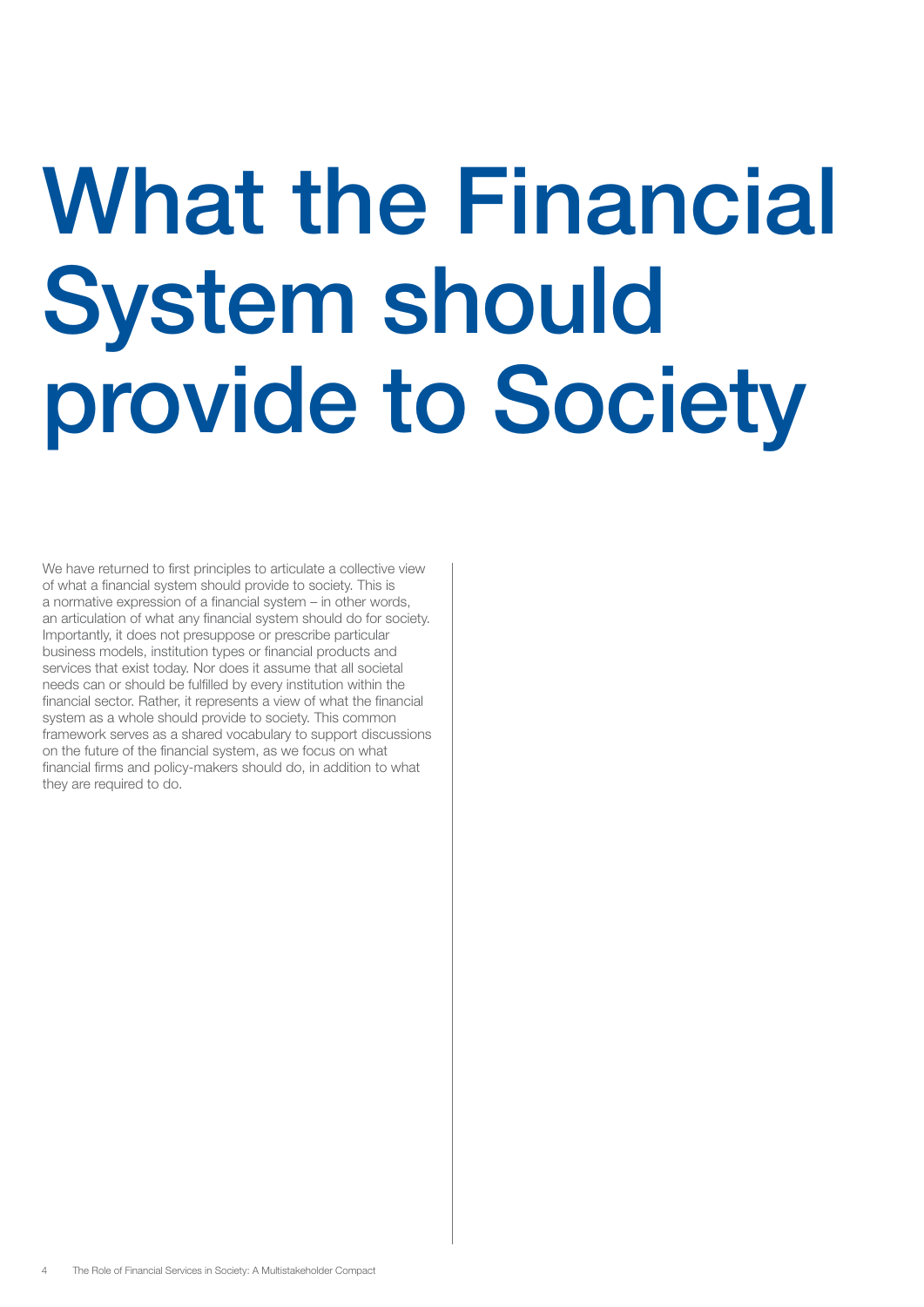# What the Financial System should provide to Society

We have returned to first principles to articulate a collective view of what a financial system should provide to society. This is a normative expression of a financial system – in other words, an articulation of what any financial system should do for society. Importantly, it does not presuppose or prescribe particular business models, institution types or financial products and services that exist today. Nor does it assume that all societal needs can or should be fulfilled by every institution within the financial sector. Rather, it represents a view of what the financial system as a whole should provide to society. This common framework serves as a shared vocabulary to support discussions on the future of the financial system, as we focus on what financial firms and policy-makers should do, in addition to what they are required to do.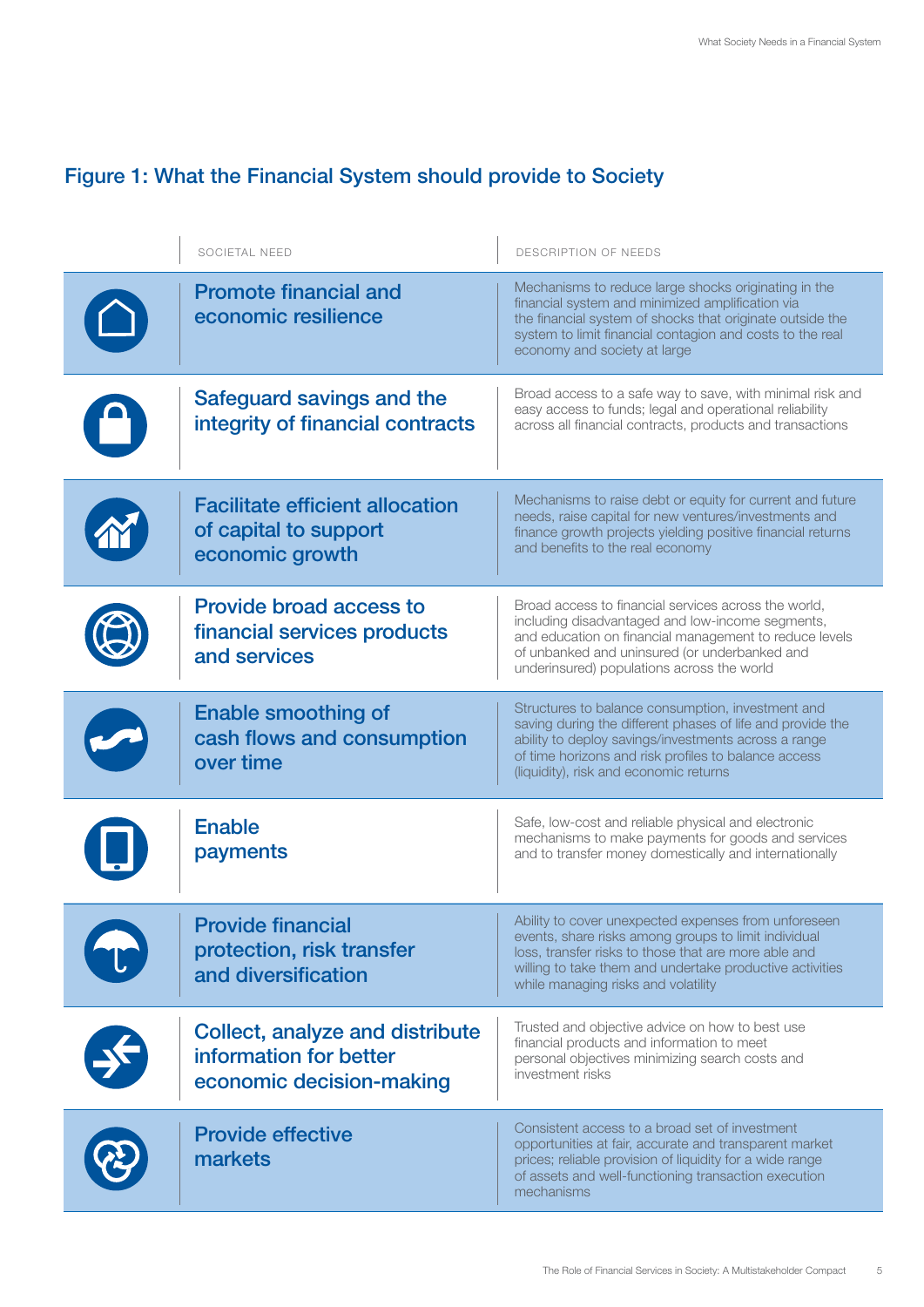## Figure 1: What the Financial System should provide to Society

| SOCIETAL NEED | DESCRIPTION OF NEEDS |
|---|---|
| Promote financial and economic resilience | Mechanisms to reduce large shocks originating in the financial system and minimized amplification via the financial system of shocks that originate outside the system to limit financial contagion and costs to the real economy and society at large |
| Safeguard savings and the integrity of financial contracts | Broad access to a safe way to save, with minimal risk and easy access to funds; legal and operational reliability across all financial contracts, products and transactions |
| Facilitate efficient allocation of capital to support economic growth | Mechanisms to raise debt or equity for current and future needs, raise capital for new ventures/investments and finance growth projects yielding positive financial returns and benefits to the real economy |
| Provide broad access to financial services products and services | Broad access to financial services across the world, including disadvantaged and low-income segments, and education on financial management to reduce levels of unbanked and uninsured (or underbanked and underinsured) populations across the world |
| Enable smoothing of cash flows and consumption over time | Structures to balance consumption, investment and saving during the different phases of life and provide the ability to deploy savings/investments across a range of time horizons and risk profiles to balance access (liquidity), risk and economic returns |
| Enable payments | Safe, low-cost and reliable physical and electronic mechanisms to make payments for goods and services and to transfer money domestically and internationally |
| Provide financial protection, risk transfer and diversification | Ability to cover unexpected expenses from unforeseen events, share risks among groups to limit individual loss, transfer risks to those that are more able and willing to take them and undertake productive activities while managing risks and volatility |
| Collect, analyze and distribute information for better economic decision-making | Trusted and objective advice on how to best use financial products and information to meet personal objectives minimizing search costs and investment risks |
| Provide effective markets | Consistent access to a broad set of investment opportunities at fair, accurate and transparent market prices; reliable provision of liquidity for a wide range of assets and well-functioning transaction execution mechanisms |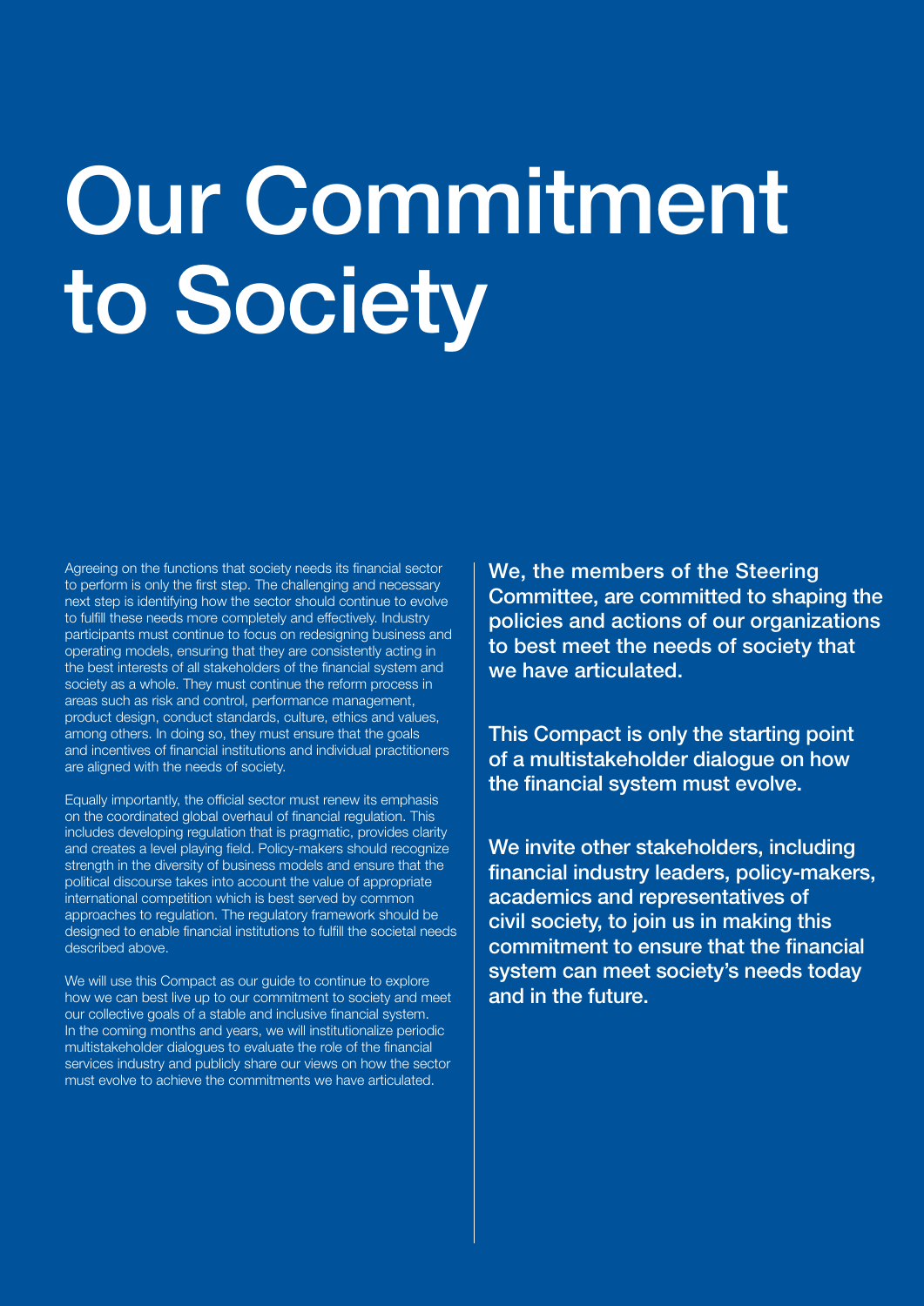# Our Commitment to Society

Agreeing on the functions that society needs its financial sector to perform is only the first step. The challenging and necessary next step is identifying how the sector should continue to evolve to fulfill these needs more completely and effectively. Industry participants must continue to focus on redesigning business and operating models, ensuring that they are consistently acting in the best interests of all stakeholders of the financial system and society as a whole. They must continue the reform process in areas such as risk and control, performance management, product design, conduct standards, culture, ethics and values, among others. In doing so, they must ensure that the goals and incentives of financial institutions and individual practitioners are aligned with the needs of society.

Equally importantly, the official sector must renew its emphasis on the coordinated global overhaul of financial regulation. This includes developing regulation that is pragmatic, provides clarity and creates a level playing field. Policy-makers should recognize strength in the diversity of business models and ensure that the political discourse takes into account the value of appropriate international competition which is best served by common approaches to regulation. The regulatory framework should be designed to enable financial institutions to fulfill the societal needs described above.

We will use this Compact as our guide to continue to explore how we can best live up to our commitment to society and meet our collective goals of a stable and inclusive financial system. In the coming months and years, we will institutionalize periodic multistakeholder dialogues to evaluate the role of the financial services industry and publicly share our views on how the sector must evolve to achieve the commitments we have articulated.

**We, the members of the Steering Committee, are committed to shaping the policies and actions of our organizations to best meet the needs of society that we have articulated.**

**This Compact is only the starting point of a multistakeholder dialogue on how the financial system must evolve.**

**We invite other stakeholders, including financial industry leaders, policy-makers, academics and representatives of civil society, to join us in making this commitment to ensure that the financial system can meet society's needs today and in the future.**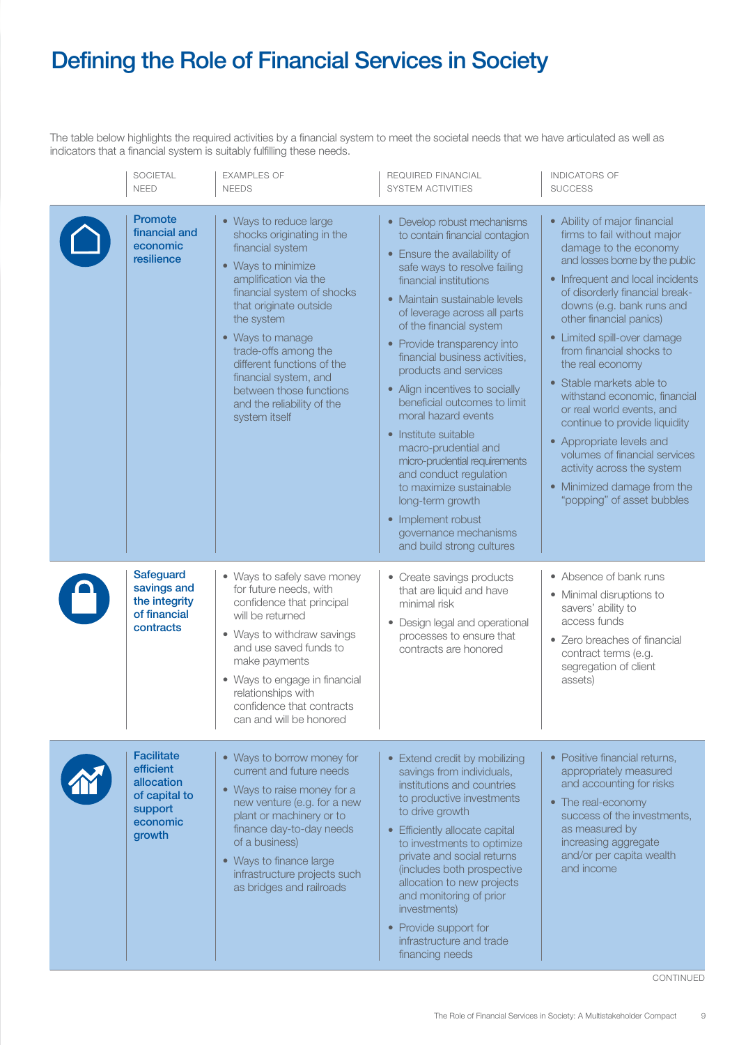# Defining the Role of Financial Services in Society

The table below highlights the required activities by a financial system to meet the societal needs that we have articulated as well as indicators that a financial system is suitably fulfilling these needs.

| SOCIETAL NEED | EXAMPLES OF NEEDS | REQUIRED FINANCIAL SYSTEM ACTIVITIES | INDICATORS OF SUCCESS |
| --- | --- | --- | --- |
| **Promote financial and economic resilience** | • Ways to reduce large shocks originating in the financial system<br>• Ways to minimize amplification via the financial system of shocks that originate outside the system<br>• Ways to manage trade-offs among the different functions of the financial system, and between those functions and the reliability of the system itself | • Develop robust mechanisms to contain financial contagion<br>• Ensure the availability of safe ways to resolve failing financial institutions<br>• Maintain sustainable levels of leverage across all parts of the financial system<br>• Provide transparency into financial business activities, products and services<br>• Align incentives to socially beneficial outcomes to limit moral hazard events<br>• Institute suitable macro-prudential and micro-prudential requirements and conduct regulation to maximize sustainable long-term growth<br>• Implement robust governance mechanisms and build strong cultures | • Ability of major financial firms to fail without major damage to the economy and losses borne by the public<br>• Infrequent and local incidents of disorderly financial break-downs (e.g. bank runs and other financial panics)<br>• Limited spill-over damage from financial shocks to the real economy<br>• Stable markets able to withstand economic, financial or real world events, and continue to provide liquidity<br>• Appropriate levels and volumes of financial services activity across the system<br>• Minimized damage from the "popping" of asset bubbles |
| **Safeguard savings and the integrity of financial contracts** | • Ways to safely save money for future needs, with confidence that principal will be returned<br>• Ways to withdraw savings and use saved funds to make payments<br>• Ways to engage in financial relationships with confidence that contracts can and will be honored | • Create savings products that are liquid and have minimal risk<br>• Design legal and operational processes to ensure that contracts are honored | • Absence of bank runs<br>• Minimal disruptions to savers' ability to access funds<br>• Zero breaches of financial contract terms (e.g. segregation of client assets) |
| **Facilitate efficient allocation of capital to support economic growth** | • Ways to borrow money for current and future needs<br>• Ways to raise money for a new venture (e.g. for a new plant or machinery or to finance day-to-day needs of a business)<br>• Ways to finance large infrastructure projects such as bridges and railroads | • Extend credit by mobilizing savings from individuals, institutions and countries to productive investments to drive growth<br>• Efficiently allocate capital to investments to optimize private and social returns (includes both prospective allocation to new projects and monitoring of prior investments)<br>• Provide support for infrastructure and trade financing needs | • Positive financial returns, appropriately measured and accounting for risks<br>• The real-economy success of the investments, as measured by increasing aggregate and/or per capita wealth and income |

CONTINUED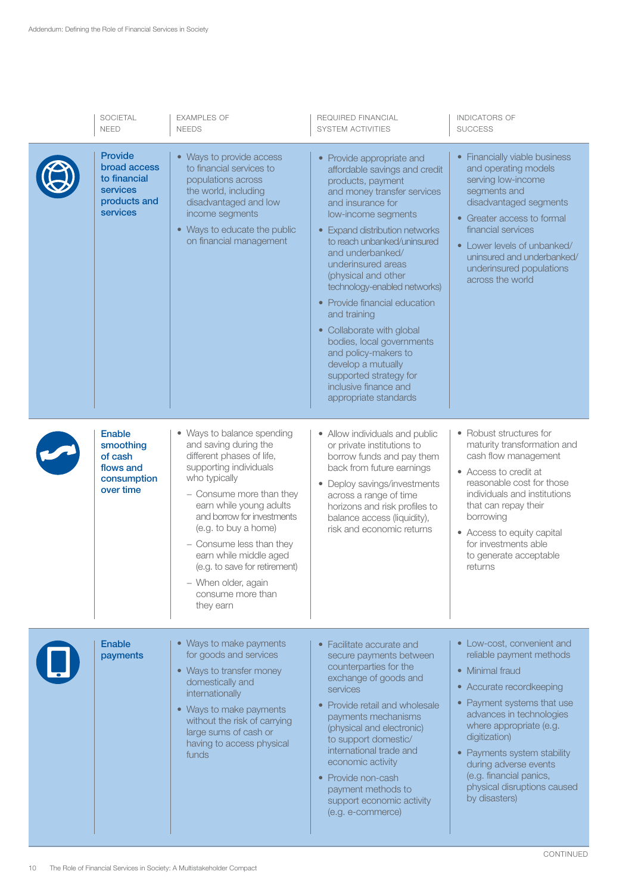| SOCIETAL NEED | EXAMPLES OF NEEDS | REQUIRED FINANCIAL SYSTEM ACTIVITIES | INDICATORS OF SUCCESS |
|---|---|---|---|
| **Provide broad access to financial services products and services** | • Ways to provide access to financial services to populations across the world, including disadvantaged and low income segments<br>• Ways to educate the public on financial management | • Provide appropriate and affordable savings and credit products, payment and money transfer services and insurance for low-income segments<br>• Expand distribution networks to reach unbanked/uninsured and underbanked/underinsured areas (physical and other technology-enabled networks)<br>• Provide financial education and training<br>• Collaborate with global bodies, local governments and policy-makers to develop a mutually supported strategy for inclusive finance and appropriate standards | • Financially viable business and operating models serving low-income segments and disadvantaged segments<br>• Greater access to formal financial services<br>• Lower levels of unbanked/uninsured and underbanked/underinsured populations across the world |
| **Enable smoothing of cash flows and consumption over time** | • Ways to balance spending and saving during the different phases of life, supporting individuals who typically<br>– Consume more than they earn while young adults and borrow for investments (e.g. to buy a home)<br>– Consume less than they earn while middle aged (e.g. to save for retirement)<br>– When older, again consume more than they earn | • Allow individuals and public or private institutions to borrow funds and pay them back from future earnings<br>• Deploy savings/investments across a range of time horizons and risk profiles to balance access (liquidity), risk and economic returns | • Robust structures for maturity transformation and cash flow management<br>• Access to credit at reasonable cost for those individuals and institutions that can repay their borrowing<br>• Access to equity capital for investments able to generate acceptable returns |
| **Enable payments** | • Ways to make payments for goods and services<br>• Ways to transfer money domestically and internationally<br>• Ways to make payments without the risk of carrying large sums of cash or having to access physical funds | • Facilitate accurate and secure payments between counterparties for the exchange of goods and services<br>• Provide retail and wholesale payments mechanisms (physical and electronic) to support domestic/international trade and economic activity<br>• Provide non-cash payment methods to support economic activity (e.g. e-commerce) | • Low-cost, convenient and reliable payment methods<br>• Minimal fraud<br>• Accurate recordkeeping<br>• Payment systems that use advances in technologies where appropriate (e.g. digitization)<br>• Payments system stability during adverse events (e.g. financial panics, physical disruptions caused by disasters) |

CONTINUED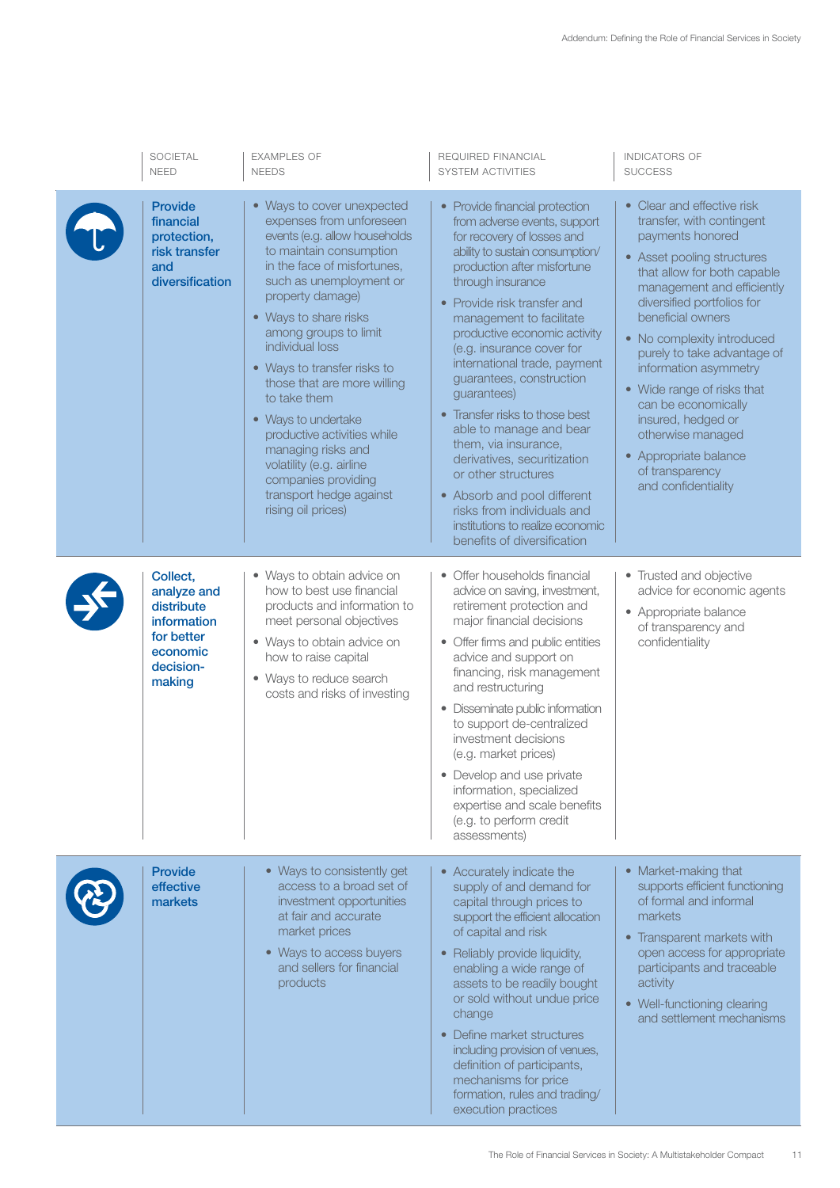| SOCIETAL NEED | EXAMPLES OF NEEDS | REQUIRED FINANCIAL SYSTEM ACTIVITIES | INDICATORS OF SUCCESS |
|---|---|---|---|
| **Provide financial protection, risk transfer and diversification** | • Ways to cover unexpected expenses from unforeseen events (e.g. allow households to maintain consumption in the face of misfortunes, such as unemployment or property damage)<br>• Ways to share risks among groups to limit individual loss<br>• Ways to transfer risks to those that are more willing to take them<br>• Ways to undertake productive activities while managing risks and volatility (e.g. airline companies providing transport hedge against rising oil prices) | • Provide financial protection from adverse events, support for recovery of losses and ability to sustain consumption/production after misfortune through insurance<br>• Provide risk transfer and management to facilitate productive economic activity (e.g. insurance cover for international trade, payment guarantees, construction guarantees)<br>• Transfer risks to those best able to manage and bear them, via insurance, derivatives, securitization or other structures<br>• Absorb and pool different risks from individuals and institutions to realize economic benefits of diversification | • Clear and effective risk transfer, with contingent payments honored<br>• Asset pooling structures that allow for both capable management and efficiently diversified portfolios for beneficial owners<br>• No complexity introduced purely to take advantage of information asymmetry<br>• Wide range of risks that can be economically insured, hedged or otherwise managed<br>• Appropriate balance of transparency and confidentiality |
| **Collect, analyze and distribute information for better economic decision-making** | • Ways to obtain advice on how to best use financial products and information to meet personal objectives<br>• Ways to obtain advice on how to raise capital<br>• Ways to reduce search costs and risks of investing | • Offer households financial advice on saving, investment, retirement protection and major financial decisions<br>• Offer firms and public entities advice and support on financing, risk management and restructuring<br>• Disseminate public information to support de-centralized investment decisions (e.g. market prices)<br>• Develop and use private information, specialized expertise and scale benefits (e.g. to perform credit assessments) | • Trusted and objective advice for economic agents<br>• Appropriate balance of transparency and confidentiality |
| **Provide effective markets** | • Ways to consistently get access to a broad set of investment opportunities at fair and accurate market prices<br>• Ways to access buyers and sellers for financial products | • Accurately indicate the supply of and demand for capital through prices to support the efficient allocation of capital and risk<br>• Reliably provide liquidity, enabling a wide range of assets to be readily bought or sold without undue price change<br>• Define market structures including provision of venues, definition of participants, mechanisms for price formation, rules and trading/execution practices | • Market-making that supports efficient functioning of formal and informal markets<br>• Transparent markets with open access for appropriate participants and traceable activity<br>• Well-functioning clearing and settlement mechanisms |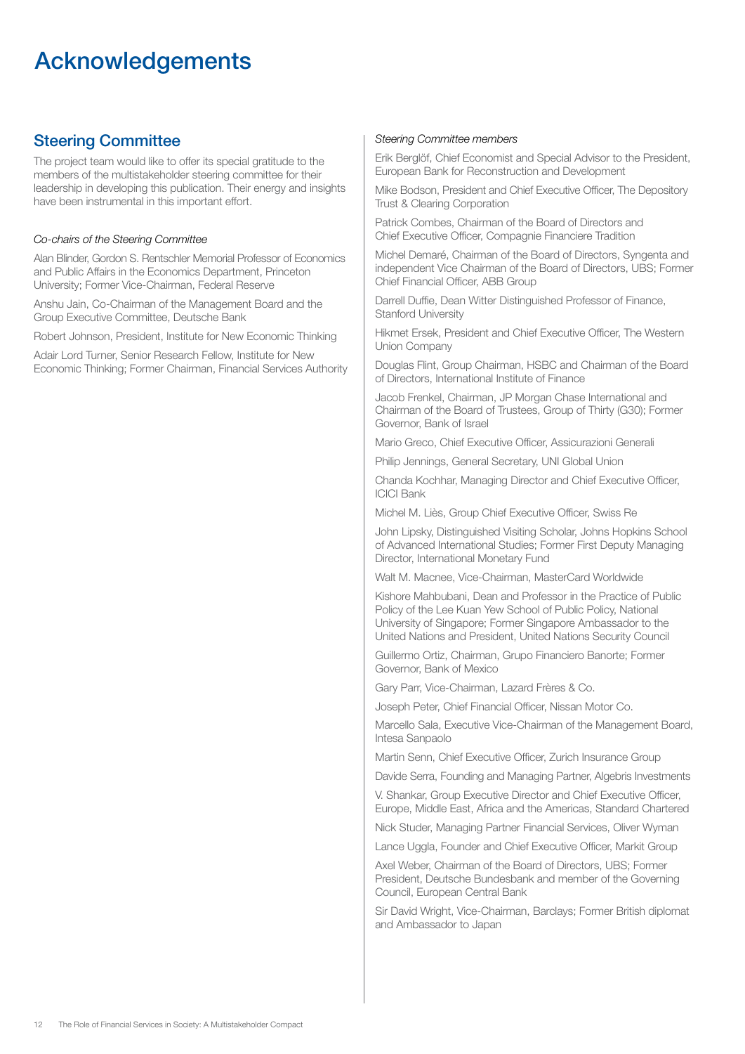# Acknowledgements

## Steering Committee

The project team would like to offer its special gratitude to the members of the multistakeholder steering committee for their leadership in developing this publication. Their energy and insights have been instrumental in this important effort.

*Co-chairs of the Steering Committee*

Alan Blinder, Gordon S. Rentschler Memorial Professor of Economics and Public Affairs in the Economics Department, Princeton University; Former Vice-Chairman, Federal Reserve

Anshu Jain, Co-Chairman of the Management Board and the Group Executive Committee, Deutsche Bank

Robert Johnson, President, Institute for New Economic Thinking

Adair Lord Turner, Senior Research Fellow, Institute for New Economic Thinking; Former Chairman, Financial Services Authority

*Steering Committee members*

Erik Berglöf, Chief Economist and Special Advisor to the President, European Bank for Reconstruction and Development

Mike Bodson, President and Chief Executive Officer, The Depository Trust & Clearing Corporation

Patrick Combes, Chairman of the Board of Directors and Chief Executive Officer, Compagnie Financiere Tradition

Michel Demaré, Chairman of the Board of Directors, Syngenta and independent Vice Chairman of the Board of Directors, UBS; Former Chief Financial Officer, ABB Group

Darrell Duffie, Dean Witter Distinguished Professor of Finance, Stanford University

Hikmet Ersek, President and Chief Executive Officer, The Western Union Company

Douglas Flint, Group Chairman, HSBC and Chairman of the Board of Directors, International Institute of Finance

Jacob Frenkel, Chairman, JP Morgan Chase International and Chairman of the Board of Trustees, Group of Thirty (G30); Former Governor, Bank of Israel

Mario Greco, Chief Executive Officer, Assicurazioni Generali

Philip Jennings, General Secretary, UNI Global Union

Chanda Kochhar, Managing Director and Chief Executive Officer, ICICI Bank

Michel M. Liès, Group Chief Executive Officer, Swiss Re

John Lipsky, Distinguished Visiting Scholar, Johns Hopkins School of Advanced International Studies; Former First Deputy Managing Director, International Monetary Fund

Walt M. Macnee, Vice-Chairman, MasterCard Worldwide

Kishore Mahbubani, Dean and Professor in the Practice of Public Policy of the Lee Kuan Yew School of Public Policy, National University of Singapore; Former Singapore Ambassador to the United Nations and President, United Nations Security Council

Guillermo Ortiz, Chairman, Grupo Financiero Banorte; Former Governor, Bank of Mexico

Gary Parr, Vice-Chairman, Lazard Frères & Co.

Joseph Peter, Chief Financial Officer, Nissan Motor Co.

Marcello Sala, Executive Vice-Chairman of the Management Board, Intesa Sanpaolo

Martin Senn, Chief Executive Officer, Zurich Insurance Group

Davide Serra, Founding and Managing Partner, Algebris Investments

V. Shankar, Group Executive Director and Chief Executive Officer, Europe, Middle East, Africa and the Americas, Standard Chartered

Nick Studer, Managing Partner Financial Services, Oliver Wyman

Lance Uggla, Founder and Chief Executive Officer, Markit Group

Axel Weber, Chairman of the Board of Directors, UBS; Former President, Deutsche Bundesbank and member of the Governing Council, European Central Bank

Sir David Wright, Vice-Chairman, Barclays; Former British diplomat and Ambassador to Japan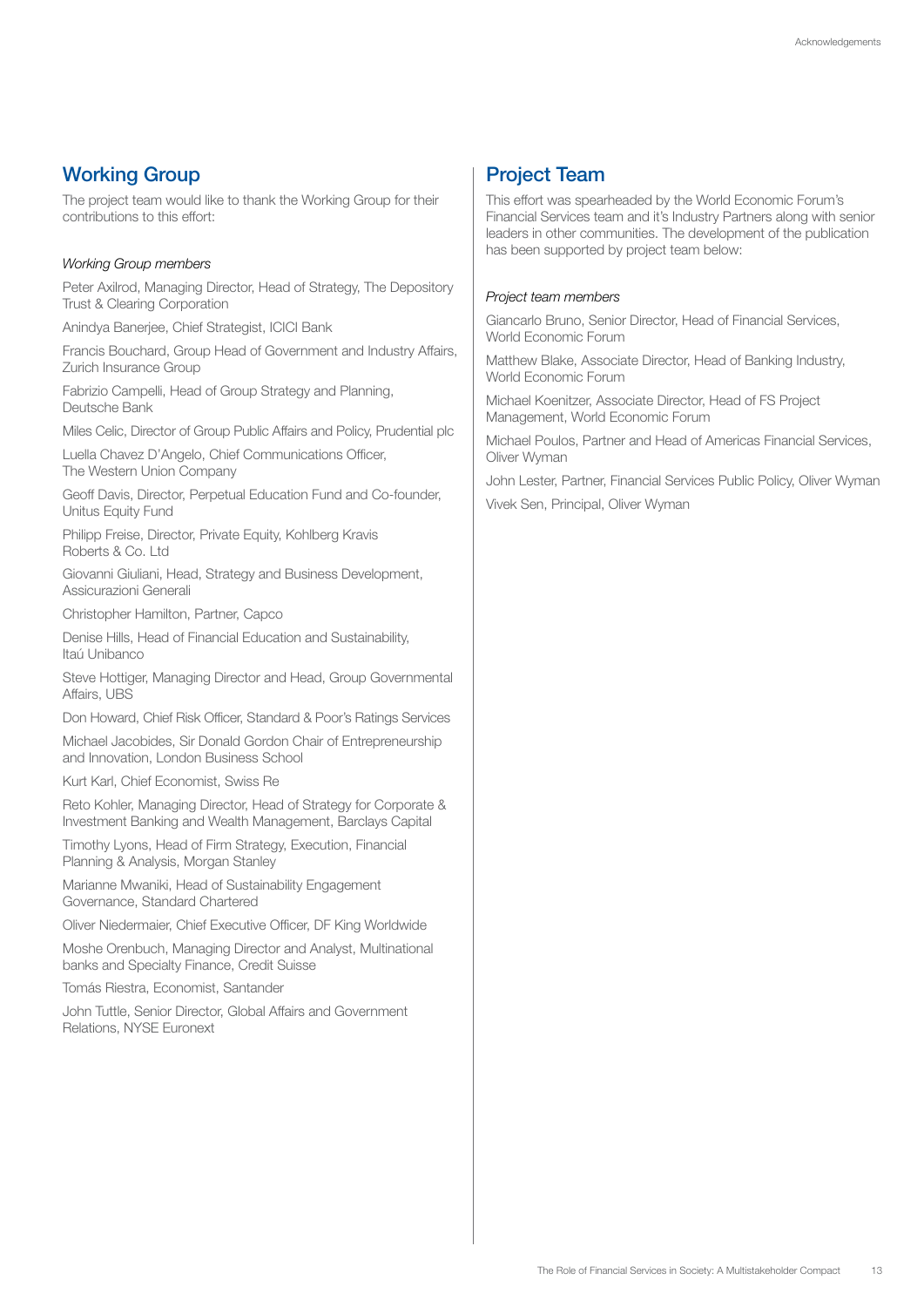## Working Group

The project team would like to thank the Working Group for their contributions to this effort:

*Working Group members*

Peter Axilrod, Managing Director, Head of Strategy, The Depository Trust & Clearing Corporation

Anindya Banerjee, Chief Strategist, ICICI Bank

Francis Bouchard, Group Head of Government and Industry Affairs, Zurich Insurance Group

Fabrizio Campelli, Head of Group Strategy and Planning, Deutsche Bank

Miles Celic, Director of Group Public Affairs and Policy, Prudential plc

Luella Chavez D'Angelo, Chief Communications Officer, The Western Union Company

Geoff Davis, Director, Perpetual Education Fund and Co-founder, Unitus Equity Fund

Philipp Freise, Director, Private Equity, Kohlberg Kravis Roberts & Co. Ltd

Giovanni Giuliani, Head, Strategy and Business Development, Assicurazioni Generali

Christopher Hamilton, Partner, Capco

Denise Hills, Head of Financial Education and Sustainability, Itaú Unibanco

Steve Hottiger, Managing Director and Head, Group Governmental Affairs, UBS

Don Howard, Chief Risk Officer, Standard & Poor's Ratings Services

Michael Jacobides, Sir Donald Gordon Chair of Entrepreneurship and Innovation, London Business School

Kurt Karl, Chief Economist, Swiss Re

Reto Kohler, Managing Director, Head of Strategy for Corporate & Investment Banking and Wealth Management, Barclays Capital

Timothy Lyons, Head of Firm Strategy, Execution, Financial Planning & Analysis, Morgan Stanley

Marianne Mwaniki, Head of Sustainability Engagement Governance, Standard Chartered

Oliver Niedermaier, Chief Executive Officer, DF King Worldwide

Moshe Orenbuch, Managing Director and Analyst, Multinational banks and Specialty Finance, Credit Suisse

Tomás Riestra, Economist, Santander

John Tuttle, Senior Director, Global Affairs and Government Relations, NYSE Euronext

## Project Team

This effort was spearheaded by the World Economic Forum's Financial Services team and it's Industry Partners along with senior leaders in other communities. The development of the publication has been supported by project team below:

*Project team members*

Giancarlo Bruno, Senior Director, Head of Financial Services, World Economic Forum

Matthew Blake, Associate Director, Head of Banking Industry, World Economic Forum

Michael Koenitzer, Associate Director, Head of FS Project Management, World Economic Forum

Michael Poulos, Partner and Head of Americas Financial Services, Oliver Wyman

John Lester, Partner, Financial Services Public Policy, Oliver Wyman

Vivek Sen, Principal, Oliver Wyman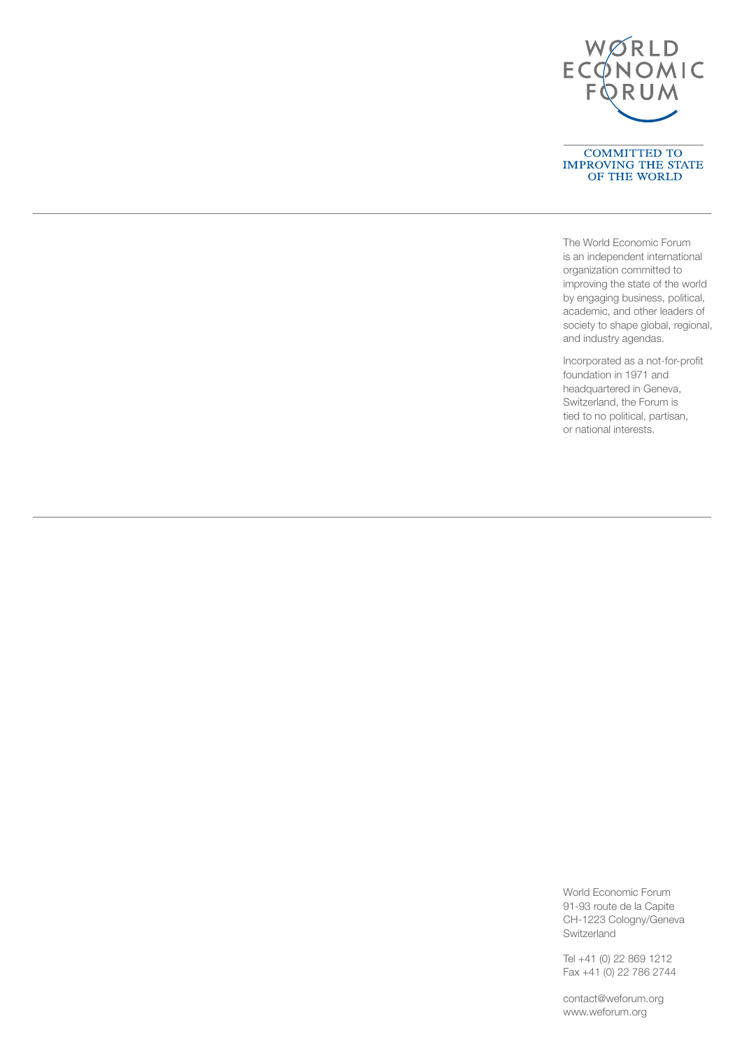WORLD ECONOMIC FORUM

COMMITTED TO IMPROVING THE STATE OF THE WORLD

The World Economic Forum is an independent international organization committed to improving the state of the world by engaging business, political, academic, and other leaders of society to shape global, regional, and industry agendas.

Incorporated as a not-for-profit foundation in 1971 and headquartered in Geneva, Switzerland, the Forum is tied to no political, partisan, or national interests.

World Economic Forum
91-93 route de la Capite
CH-1223 Cologny/Geneva
Switzerland

Tel +41 (0) 22 869 1212
Fax +41 (0) 22 786 2744

contact@weforum.org
www.weforum.org